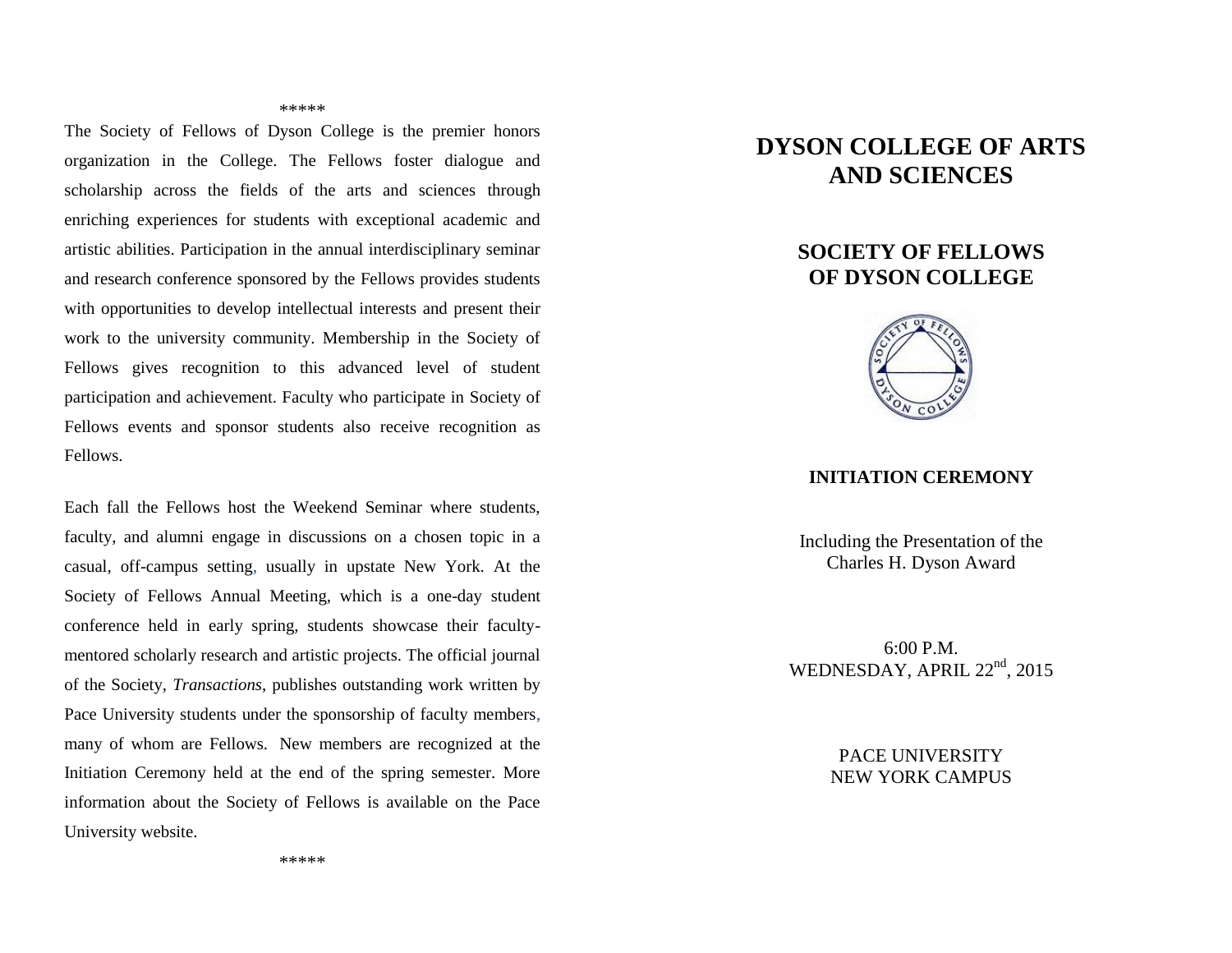*****

The Society of Fellows of Dyson College is the premier honors organization in the College. The Fellows foster dialogue and scholarship across the fields of the arts and sciences through enriching experiences for students with exceptional academic and artistic abilities. Participation in the annual interdisciplinary seminar and research conference sponsored by the Fellows provides students with opportunities to develop intellectual interests and present their work to the university community. Membership in the Society of Fellows gives recognition to this advanced level of student participation and achievement. Faculty who participate in Society of Fellows events and sponsor students also receive recognition as Fellows.

Each fall the Fellows host the Weekend Seminar where students, faculty, and alumni engage in discussions on a chosen topic in a casual, off-campus setting, usually in upstate New York. At the Society of Fellows Annual Meeting, which is a one-day student conference held in early spring, students showcase their faculty-mentored scholarly research and artistic projects. The official journal of the Society, *Transactions*, publishes outstanding work written by Pace University students under the sponsorship of faculty members, many of whom are Fellows. New members are recognized at the Initiation Ceremony held at the end of the spring semester. More information about the Society of Fellows is available on the Pace University website.

*****

# DYSON COLLEGE OF ARTS AND SCIENCES

## SOCIETY OF FELLOWS OF DYSON COLLEGE

### INITIATION CEREMONY

Including the Presentation of the
Charles H. Dyson Award

6:00 P.M.
WEDNESDAY, APRIL 22nd, 2015

PACE UNIVERSITY
NEW YORK CAMPUS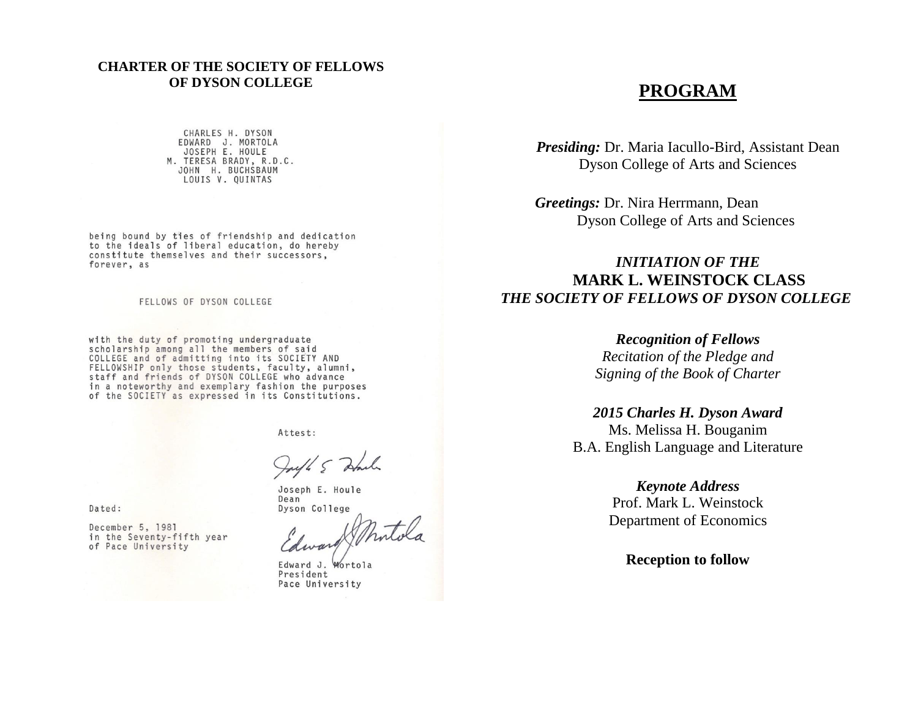**CHARTER OF THE SOCIETY OF FELLOWS OF DYSON COLLEGE**

CHARLES H. DYSON
EDWARD J. MORTOLA
JOSEPH E. HOULE
M. TERESA BRADY, R.D.C.
JOHN H. BUCHSBAUM
LOUIS V. QUINTAS

being bound by ties of friendship and dedication to the ideals of liberal education, do hereby constitute themselves and their successors, forever, as

FELLOWS OF DYSON COLLEGE

with the duty of promoting undergraduate scholarship among all the members of said COLLEGE and of admitting into its SOCIETY AND FELLOWSHIP only those students, faculty, alumni, staff and friends of DYSON COLLEGE who advance in a noteworthy and exemplary fashion the purposes of the SOCIETY as expressed in its Constitutions.

Attest:

Joseph E. Houle
Dean
Dyson College

Dated:

December 5, 1981
in the Seventy-fifth year
of Pace University

Edward J. Mortola
President
Pace University

# PROGRAM

***Presiding:*** Dr. Maria Iacullo-Bird, Assistant Dean
Dyson College of Arts and Sciences

***Greetings:*** Dr. Nira Herrmann, Dean
Dyson College of Arts and Sciences

***INITIATION OF THE***
**MARK L. WEINSTOCK CLASS**
***THE SOCIETY OF FELLOWS OF DYSON COLLEGE***

***Recognition of Fellows***
*Recitation of the Pledge and*
*Signing of the Book of Charter*

***2015 Charles H. Dyson Award***
Ms. Melissa H. Bouganim
B.A. English Language and Literature

***Keynote Address***
Prof. Mark L. Weinstock
Department of Economics

**Reception to follow**